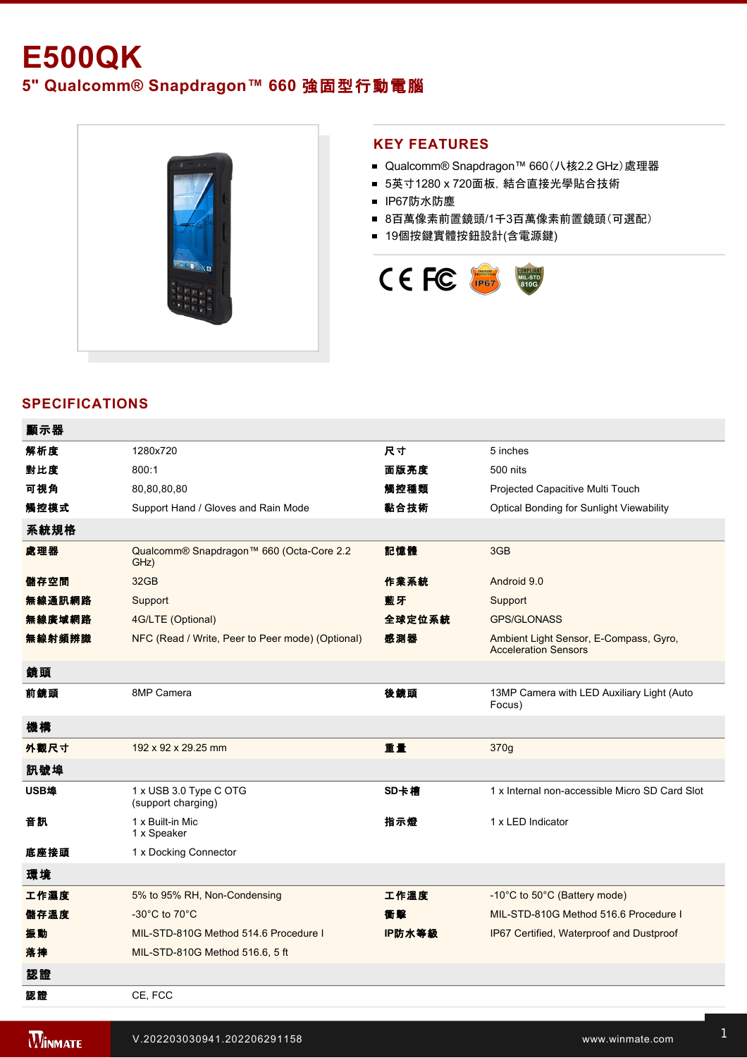# E500QK

## 5" Qualcomm® Snapdragon™ 660 強固型行動電腦

## KEY FEATURES

- Qualcomm® Snapdragon™ 660（八核2.2 GHz）處理器
- 5英寸1280 x 720面板，結合直接光學貼合技術
- IP67防水防塵
- 8百萬像素前置鏡頭/1千3百萬像素前置鏡頭（可選配）
- 19個按鍵實體按鈕設計(含電源鍵)

## SPECIFICATIONS

| 顯示器 | | | |
|---|---|---|---|
| 解析度 | 1280x720 | 尺寸 | 5 inches |
| 對比度 | 800:1 | 面版亮度 | 500 nits |
| 可視角 | 80,80,80,80 | 觸控種類 | Projected Capacitive Multi Touch |
| 觸控模式 | Support Hand / Gloves and Rain Mode | 黏合技術 | Optical Bonding for Sunlight Viewability |
| **系統規格** | | | |
| 處理器 | Qualcomm® Snapdragon™ 660 (Octa-Core 2.2 GHz) | 記憶體 | 3GB |
| 儲存空間 | 32GB | 作業系統 | Android 9.0 |
| 無線通訊網路 | Support | 藍牙 | Support |
| 無線廣域網路 | 4G/LTE (Optional) | 全球定位系統 | GPS/GLONASS |
| 無線射頻辨識 | NFC (Read / Write, Peer to Peer mode) (Optional) | 感測器 | Ambient Light Sensor, E-Compass, Gyro, Acceleration Sensors |
| **鏡頭** | | | |
| 前鏡頭 | 8MP Camera | 後鏡頭 | 13MP Camera with LED Auxiliary Light (Auto Focus) |
| **機構** | | | |
| 外觀尺寸 | 192 x 92 x 29.25 mm | 重量 | 370g |
| **訊號埠** | | | |
| USB埠 | 1 x USB 3.0 Type C OTG (support charging) | SD卡槽 | 1 x Internal non-accessible Micro SD Card Slot |
| 音訊 | 1 x Built-in Mic<br>1 x Speaker | 指示燈 | 1 x LED Indicator |
| 底座接頭 | 1 x Docking Connector | | |
| **環境** | | | |
| 工作濕度 | 5% to 95% RH, Non-Condensing | 工作溫度 | -10°C to 50°C (Battery mode) |
| 儲存溫度 | -30°C to 70°C | 衝擊 | MIL-STD-810G Method 516.6 Procedure I |
| 振動 | MIL-STD-810G Method 514.6 Procedure I | IP防水等級 | IP67 Certified, Waterproof and Dustproof |
| 落摔 | MIL-STD-810G Method 516.6, 5 ft | | |
| **認證** | | | |
| 認證 | CE, FCC | | |

V.202203030941.202206291158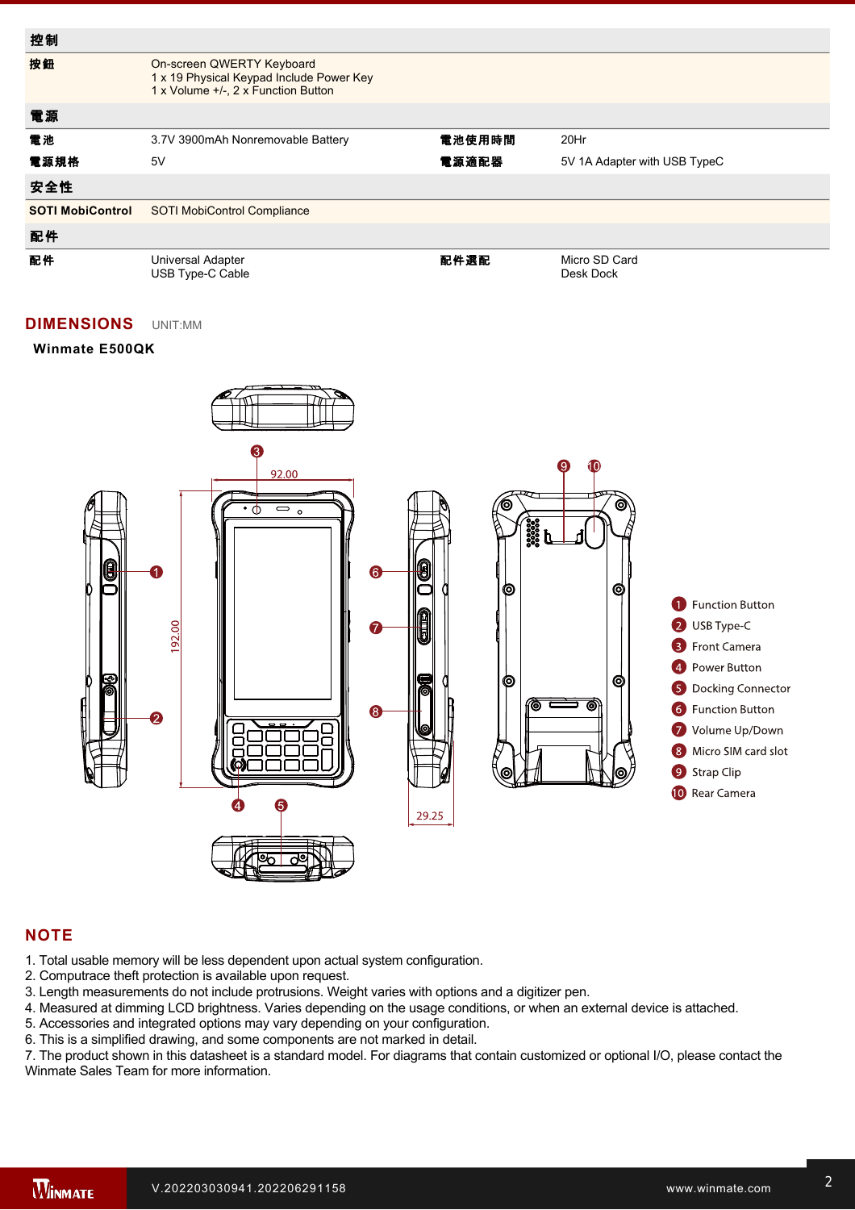| | | | |
|---|---|---|---|
| **控制** | | | |
| **按鈕** | On-screen QWERTY Keyboard<br>1 x 19 Physical Keypad Include Power Key<br>1 x Volume +/-, 2 x Function Button | | |
| **電源** | | | |
| **電池** | 3.7V 3900mAh Nonremovable Battery | **電池使用時間** | 20Hr |
| **電源規格** | 5V | **電源適配器** | 5V 1A Adapter with USB TypeC |
| **安全性** | | | |
| **SOTI MobiControl** | SOTI MobiControl Compliance | | |
| **配件** | | | |
| **配件** | Universal Adapter<br>USB Type-C Cable | **配件選配** | Micro SD Card<br>Desk Dock |

## DIMENSIONS UNIT:MM

**Winmate E500QK**

92.00

192.00

29.25

1. Function Button
2. USB Type-C
3. Front Camera
4. Power Button
5. Docking Connector
6. Function Button
7. Volume Up/Down
8. Micro SIM card slot
9. Strap Clip
10. Rear Camera

## NOTE

1. Total usable memory will be less dependent upon actual system configuration.
2. Computrace theft protection is available upon request.
3. Length measurements do not include protrusions. Weight varies with options and a digitizer pen.
4. Measured at dimming LCD brightness. Varies depending on the usage conditions, or when an external device is attached.
5. Accessories and integrated options may vary depending on your configuration.
6. This is a simplified drawing, and some components are not marked in detail.
7. The product shown in this datasheet is a standard model. For diagrams that contain customized or optional I/O, please contact the Winmate Sales Team for more information.

V.202203030941.202206291158 www.winmate.com